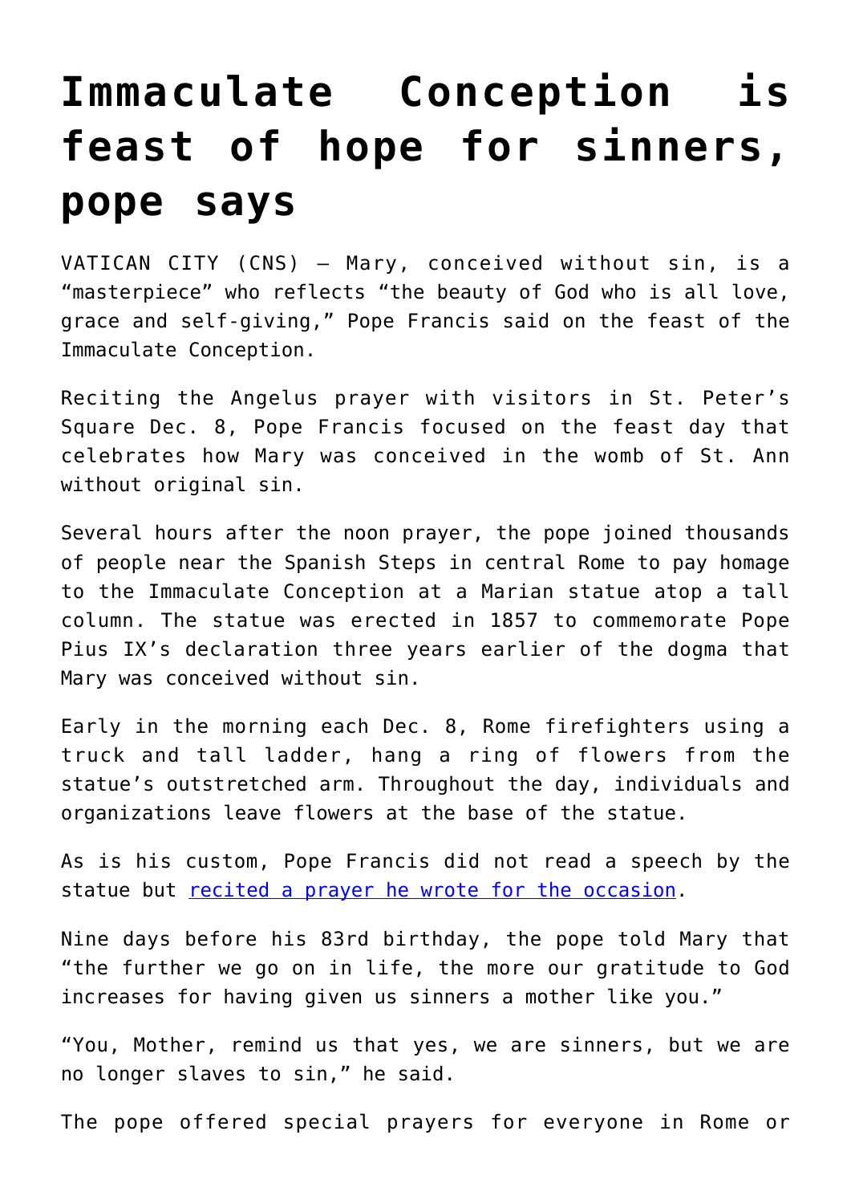# Immaculate Conception is feast of hope for sinners, pope says

VATICAN CITY (CNS) — Mary, conceived without sin, is a "masterpiece" who reflects "the beauty of God who is all love, grace and self-giving," Pope Francis said on the feast of the Immaculate Conception.

Reciting the Angelus prayer with visitors in St. Peter's Square Dec. 8, Pope Francis focused on the feast day that celebrates how Mary was conceived in the womb of St. Ann without original sin.

Several hours after the noon prayer, the pope joined thousands of people near the Spanish Steps in central Rome to pay homage to the Immaculate Conception at a Marian statue atop a tall column. The statue was erected in 1857 to commemorate Pope Pius IX's declaration three years earlier of the dogma that Mary was conceived without sin.

Early in the morning each Dec. 8, Rome firefighters using a truck and tall ladder, hang a ring of flowers from the statue's outstretched arm. Throughout the day, individuals and organizations leave flowers at the base of the statue.

As is his custom, Pope Francis did not read a speech by the statue but [recited a prayer he wrote for the occasion](#).

Nine days before his 83rd birthday, the pope told Mary that "the further we go on in life, the more our gratitude to God increases for having given us sinners a mother like you."

"You, Mother, remind us that yes, we are sinners, but we are no longer slaves to sin," he said.

The pope offered special prayers for everyone in Rome or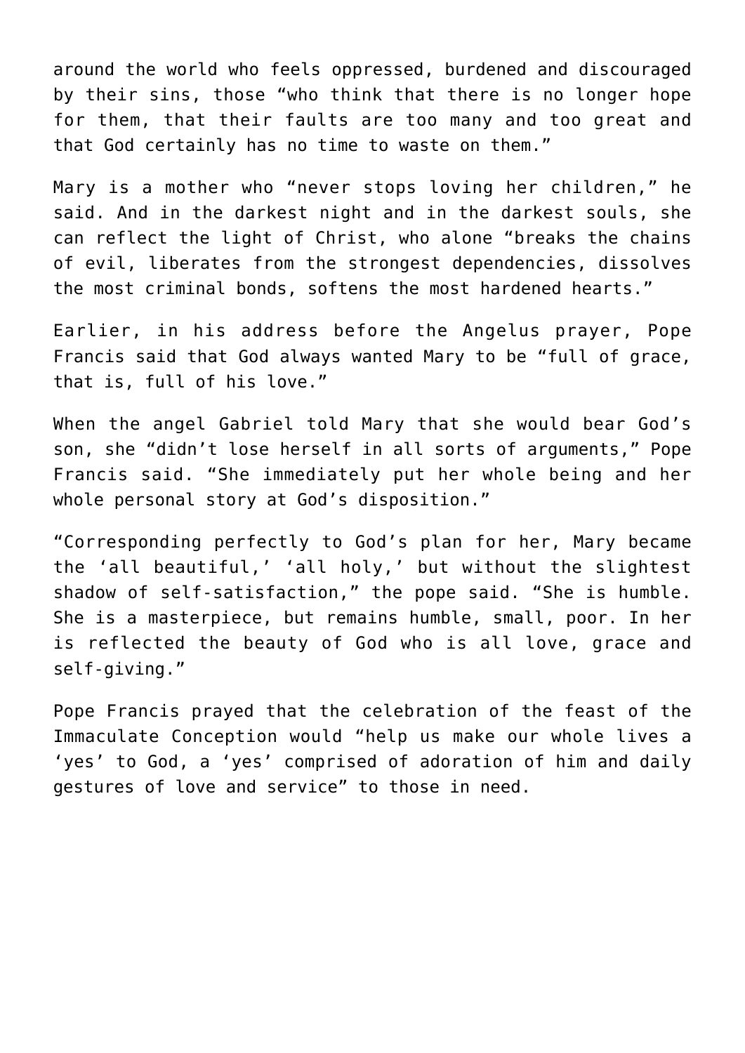around the world who feels oppressed, burdened and discouraged by their sins, those “who think that there is no longer hope for them, that their faults are too many and too great and that God certainly has no time to waste on them.”

Mary is a mother who “never stops loving her children,” he said. And in the darkest night and in the darkest souls, she can reflect the light of Christ, who alone “breaks the chains of evil, liberates from the strongest dependencies, dissolves the most criminal bonds, softens the most hardened hearts.”

Earlier, in his address before the Angelus prayer, Pope Francis said that God always wanted Mary to be “full of grace, that is, full of his love.”

When the angel Gabriel told Mary that she would bear God’s son, she “didn’t lose herself in all sorts of arguments,” Pope Francis said. “She immediately put her whole being and her whole personal story at God’s disposition.”

“Corresponding perfectly to God’s plan for her, Mary became the ‘all beautiful,’ ‘all holy,’ but without the slightest shadow of self-satisfaction,” the pope said. “She is humble. She is a masterpiece, but remains humble, small, poor. In her is reflected the beauty of God who is all love, grace and self-giving.”

Pope Francis prayed that the celebration of the feast of the Immaculate Conception would “help us make our whole lives a ‘yes’ to God, a ‘yes’ comprised of adoration of him and daily gestures of love and service” to those in need.